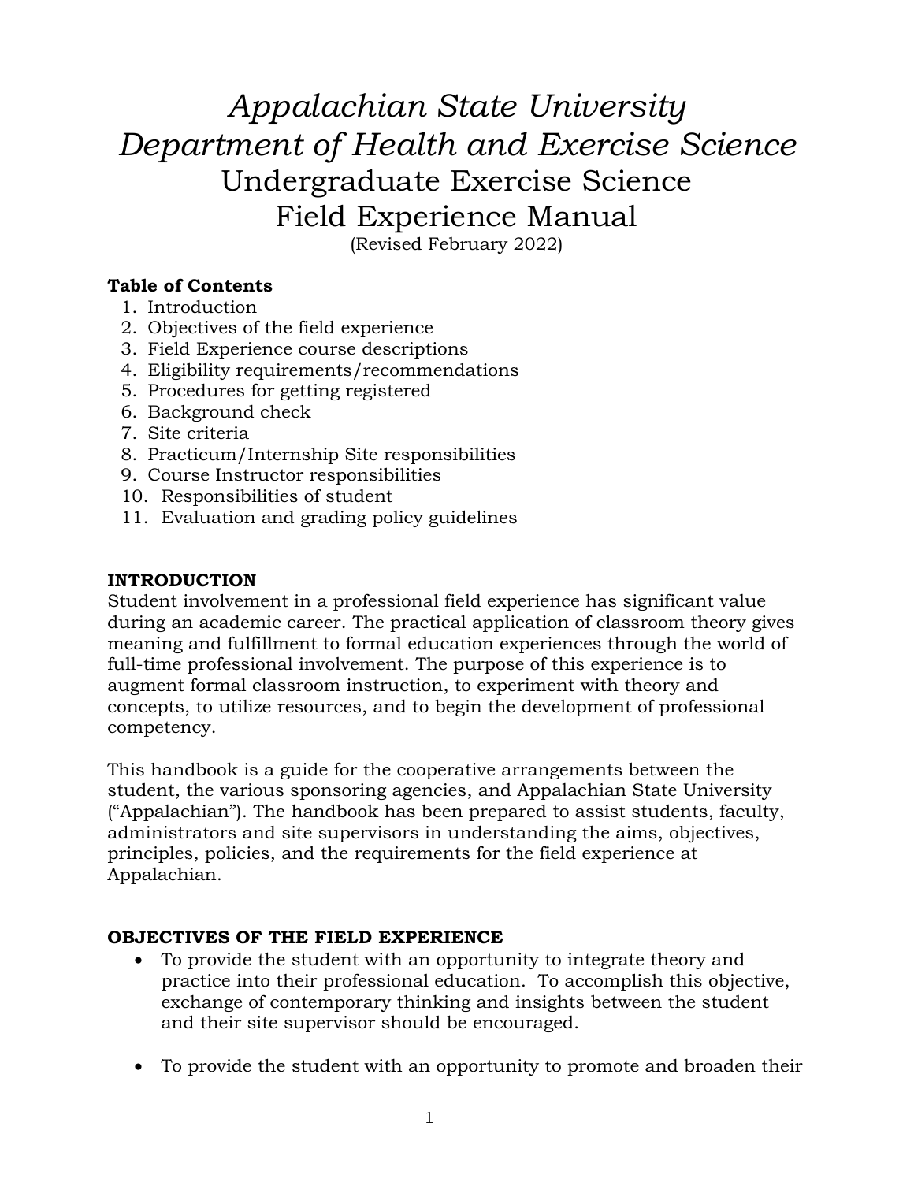# *Appalachian State University*
# *Department of Health and Exercise Science*
# Undergraduate Exercise Science
# Field Experience Manual

(Revised February 2022)

**Table of Contents**

1. Introduction
2. Objectives of the field experience
3. Field Experience course descriptions
4. Eligibility requirements/recommendations
5. Procedures for getting registered
6. Background check
7. Site criteria
8. Practicum/Internship Site responsibilities
9. Course Instructor responsibilities
10. Responsibilities of student
11. Evaluation and grading policy guidelines

## INTRODUCTION

Student involvement in a professional field experience has significant value during an academic career. The practical application of classroom theory gives meaning and fulfillment to formal education experiences through the world of full-time professional involvement. The purpose of this experience is to augment formal classroom instruction, to experiment with theory and concepts, to utilize resources, and to begin the development of professional competency.

This handbook is a guide for the cooperative arrangements between the student, the various sponsoring agencies, and Appalachian State University ("Appalachian"). The handbook has been prepared to assist students, faculty, administrators and site supervisors in understanding the aims, objectives, principles, policies, and the requirements for the field experience at Appalachian.

## OBJECTIVES OF THE FIELD EXPERIENCE

- To provide the student with an opportunity to integrate theory and practice into their professional education. To accomplish this objective, exchange of contemporary thinking and insights between the student and their site supervisor should be encouraged.

- To provide the student with an opportunity to promote and broaden their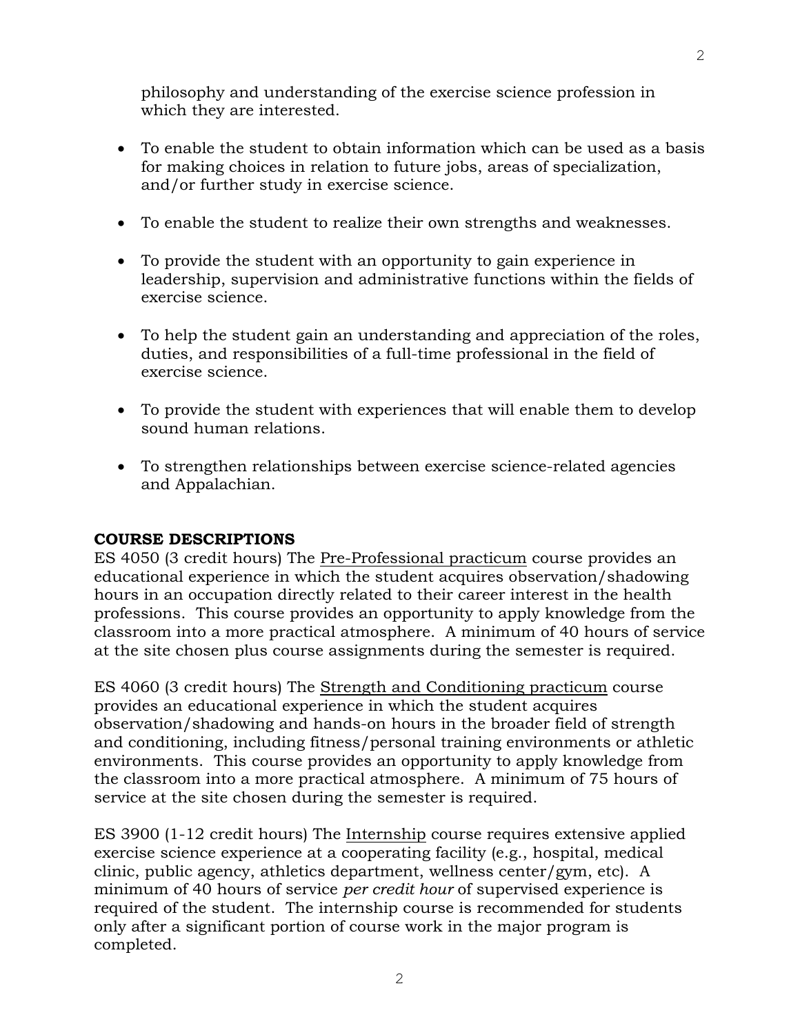philosophy and understanding of the exercise science profession in which they are interested.

- To enable the student to obtain information which can be used as a basis for making choices in relation to future jobs, areas of specialization, and/or further study in exercise science.

- To enable the student to realize their own strengths and weaknesses.

- To provide the student with an opportunity to gain experience in leadership, supervision and administrative functions within the fields of exercise science.

- To help the student gain an understanding and appreciation of the roles, duties, and responsibilities of a full-time professional in the field of exercise science.

- To provide the student with experiences that will enable them to develop sound human relations.

- To strengthen relationships between exercise science-related agencies and Appalachian.

**COURSE DESCRIPTIONS**

ES 4050 (3 credit hours) The <u>Pre-Professional practicum</u> course provides an educational experience in which the student acquires observation/shadowing hours in an occupation directly related to their career interest in the health professions. This course provides an opportunity to apply knowledge from the classroom into a more practical atmosphere. A minimum of 40 hours of service at the site chosen plus course assignments during the semester is required.

ES 4060 (3 credit hours) The <u>Strength and Conditioning practicum</u> course provides an educational experience in which the student acquires observation/shadowing and hands-on hours in the broader field of strength and conditioning, including fitness/personal training environments or athletic environments. This course provides an opportunity to apply knowledge from the classroom into a more practical atmosphere. A minimum of 75 hours of service at the site chosen during the semester is required.

ES 3900 (1-12 credit hours) The <u>Internship</u> course requires extensive applied exercise science experience at a cooperating facility (e.g., hospital, medical clinic, public agency, athletics department, wellness center/gym, etc). A minimum of 40 hours of service *per credit hour* of supervised experience is required of the student. The internship course is recommended for students only after a significant portion of course work in the major program is completed.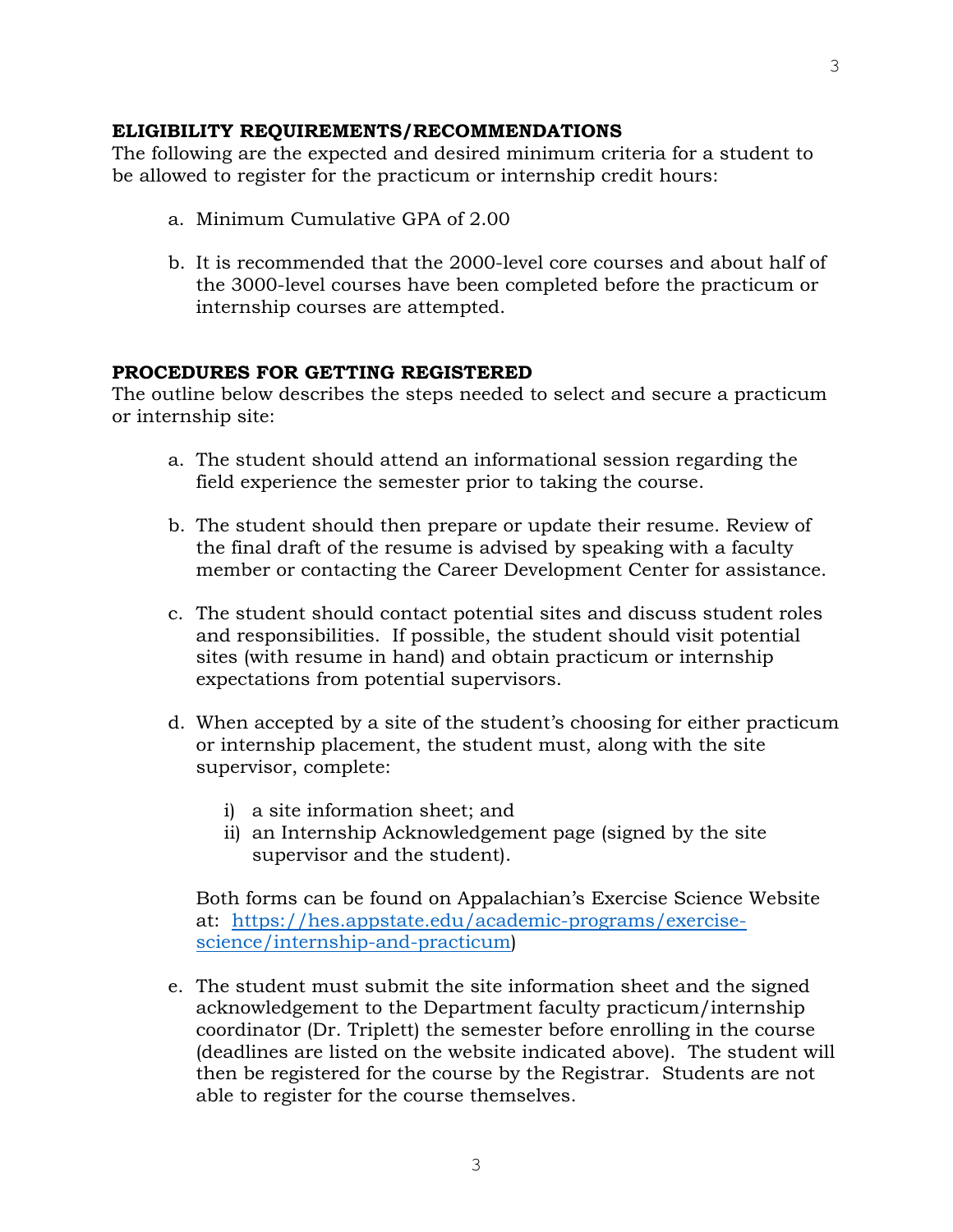**ELIGIBILITY REQUIREMENTS/RECOMMENDATIONS**

The following are the expected and desired minimum criteria for a student to be allowed to register for the practicum or internship credit hours:

a. Minimum Cumulative GPA of 2.00

b. It is recommended that the 2000-level core courses and about half of the 3000-level courses have been completed before the practicum or internship courses are attempted.

**PROCEDURES FOR GETTING REGISTERED**

The outline below describes the steps needed to select and secure a practicum or internship site:

a. The student should attend an informational session regarding the field experience the semester prior to taking the course.

b. The student should then prepare or update their resume. Review of the final draft of the resume is advised by speaking with a faculty member or contacting the Career Development Center for assistance.

c. The student should contact potential sites and discuss student roles and responsibilities. If possible, the student should visit potential sites (with resume in hand) and obtain practicum or internship expectations from potential supervisors.

d. When accepted by a site of the student's choosing for either practicum or internship placement, the student must, along with the site supervisor, complete:

   i) a site information sheet; and
   ii) an Internship Acknowledgement page (signed by the site supervisor and the student).

   Both forms can be found on Appalachian's Exercise Science Website at: [https://hes.appstate.edu/academic-programs/exercise-science/internship-and-practicum](https://hes.appstate.edu/academic-programs/exercise-science/internship-and-practicum))

e. The student must submit the site information sheet and the signed acknowledgement to the Department faculty practicum/internship coordinator (Dr. Triplett) the semester before enrolling in the course (deadlines are listed on the website indicated above). The student will then be registered for the course by the Registrar. Students are not able to register for the course themselves.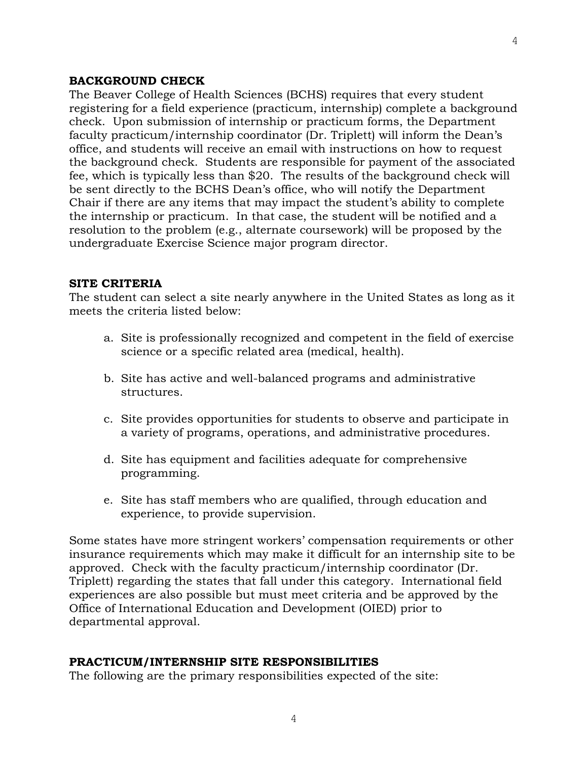## BACKGROUND CHECK

The Beaver College of Health Sciences (BCHS) requires that every student registering for a field experience (practicum, internship) complete a background check. Upon submission of internship or practicum forms, the Department faculty practicum/internship coordinator (Dr. Triplett) will inform the Dean's office, and students will receive an email with instructions on how to request the background check. Students are responsible for payment of the associated fee, which is typically less than $20. The results of the background check will be sent directly to the BCHS Dean's office, who will notify the Department Chair if there are any items that may impact the student's ability to complete the internship or practicum. In that case, the student will be notified and a resolution to the problem (e.g., alternate coursework) will be proposed by the undergraduate Exercise Science major program director.

## SITE CRITERIA

The student can select a site nearly anywhere in the United States as long as it meets the criteria listed below:

a. Site is professionally recognized and competent in the field of exercise science or a specific related area (medical, health).

b. Site has active and well-balanced programs and administrative structures.

c. Site provides opportunities for students to observe and participate in a variety of programs, operations, and administrative procedures.

d. Site has equipment and facilities adequate for comprehensive programming.

e. Site has staff members who are qualified, through education and experience, to provide supervision.

Some states have more stringent workers' compensation requirements or other insurance requirements which may make it difficult for an internship site to be approved. Check with the faculty practicum/internship coordinator (Dr. Triplett) regarding the states that fall under this category. International field experiences are also possible but must meet criteria and be approved by the Office of International Education and Development (OIED) prior to departmental approval.

## PRACTICUM/INTERNSHIP SITE RESPONSIBILITIES

The following are the primary responsibilities expected of the site: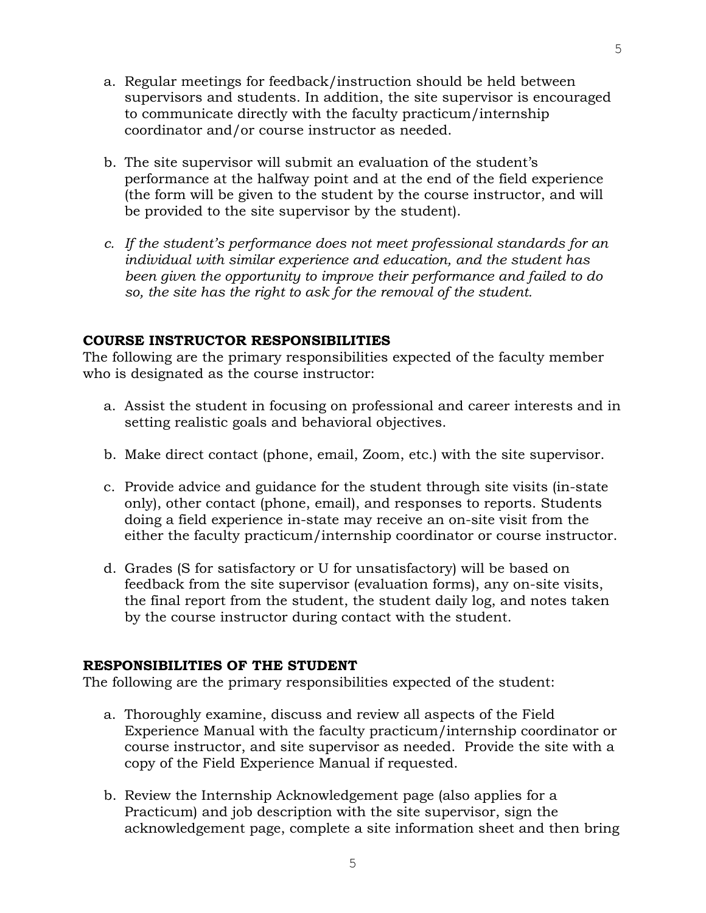a. Regular meetings for feedback/instruction should be held between supervisors and students. In addition, the site supervisor is encouraged to communicate directly with the faculty practicum/internship coordinator and/or course instructor as needed.

b. The site supervisor will submit an evaluation of the student's performance at the halfway point and at the end of the field experience (the form will be given to the student by the course instructor, and will be provided to the site supervisor by the student).

*c. If the student's performance does not meet professional standards for an individual with similar experience and education, and the student has been given the opportunity to improve their performance and failed to do so, the site has the right to ask for the removal of the student.*

**COURSE INSTRUCTOR RESPONSIBILITIES**

The following are the primary responsibilities expected of the faculty member who is designated as the course instructor:

a. Assist the student in focusing on professional and career interests and in setting realistic goals and behavioral objectives.

b. Make direct contact (phone, email, Zoom, etc.) with the site supervisor.

c. Provide advice and guidance for the student through site visits (in-state only), other contact (phone, email), and responses to reports. Students doing a field experience in-state may receive an on-site visit from the either the faculty practicum/internship coordinator or course instructor.

d. Grades (S for satisfactory or U for unsatisfactory) will be based on feedback from the site supervisor (evaluation forms), any on-site visits, the final report from the student, the student daily log, and notes taken by the course instructor during contact with the student.

**RESPONSIBILITIES OF THE STUDENT**

The following are the primary responsibilities expected of the student:

a. Thoroughly examine, discuss and review all aspects of the Field Experience Manual with the faculty practicum/internship coordinator or course instructor, and site supervisor as needed. Provide the site with a copy of the Field Experience Manual if requested.

b. Review the Internship Acknowledgement page (also applies for a Practicum) and job description with the site supervisor, sign the acknowledgement page, complete a site information sheet and then bring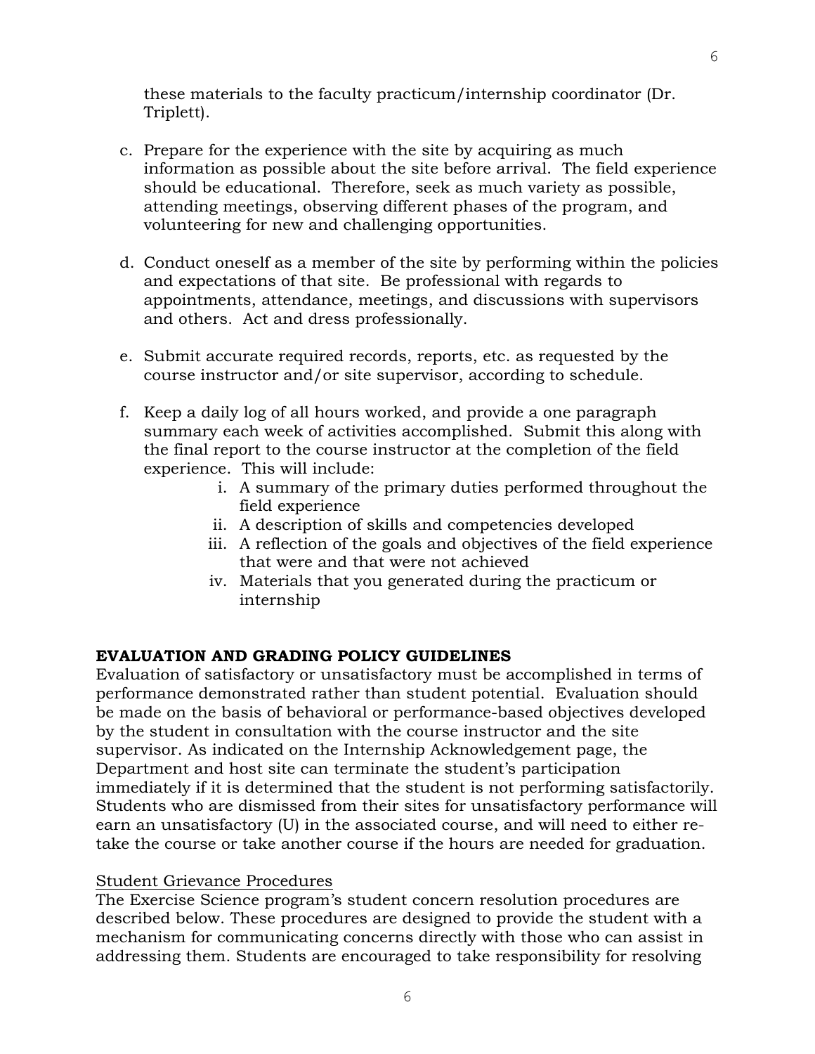these materials to the faculty practicum/internship coordinator (Dr. Triplett).

c. Prepare for the experience with the site by acquiring as much information as possible about the site before arrival. The field experience should be educational. Therefore, seek as much variety as possible, attending meetings, observing different phases of the program, and volunteering for new and challenging opportunities.

d. Conduct oneself as a member of the site by performing within the policies and expectations of that site. Be professional with regards to appointments, attendance, meetings, and discussions with supervisors and others. Act and dress professionally.

e. Submit accurate required records, reports, etc. as requested by the course instructor and/or site supervisor, according to schedule.

f. Keep a daily log of all hours worked, and provide a one paragraph summary each week of activities accomplished. Submit this along with the final report to the course instructor at the completion of the field experience. This will include:
    i. A summary of the primary duties performed throughout the field experience
    ii. A description of skills and competencies developed
    iii. A reflection of the goals and objectives of the field experience that were and that were not achieved
    iv. Materials that you generated during the practicum or internship

**EVALUATION AND GRADING POLICY GUIDELINES**

Evaluation of satisfactory or unsatisfactory must be accomplished in terms of performance demonstrated rather than student potential. Evaluation should be made on the basis of behavioral or performance-based objectives developed by the student in consultation with the course instructor and the site supervisor. As indicated on the Internship Acknowledgement page, the Department and host site can terminate the student's participation immediately if it is determined that the student is not performing satisfactorily. Students who are dismissed from their sites for unsatisfactory performance will earn an unsatisfactory (U) in the associated course, and will need to either re-take the course or take another course if the hours are needed for graduation.

<u>Student Grievance Procedures</u>

The Exercise Science program's student concern resolution procedures are described below. These procedures are designed to provide the student with a mechanism for communicating concerns directly with those who can assist in addressing them. Students are encouraged to take responsibility for resolving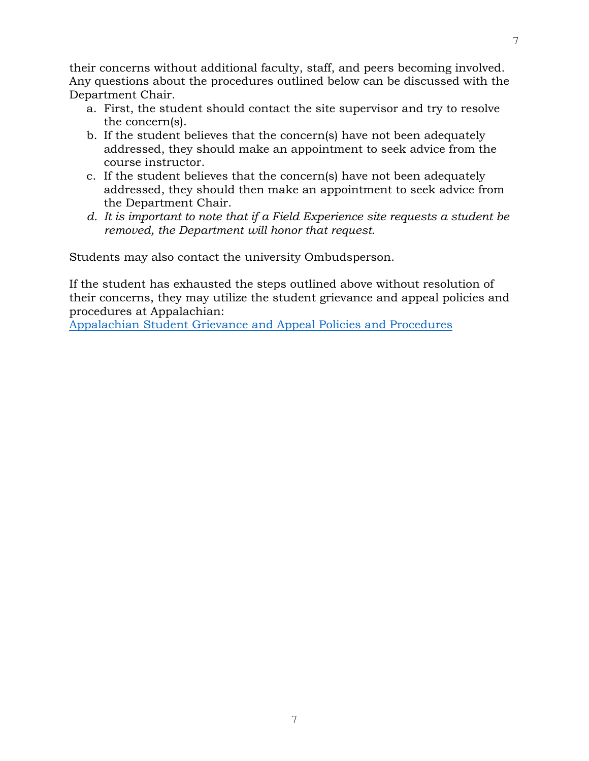their concerns without additional faculty, staff, and peers becoming involved. Any questions about the procedures outlined below can be discussed with the Department Chair.

a. First, the student should contact the site supervisor and try to resolve the concern(s).
b. If the student believes that the concern(s) have not been adequately addressed, they should make an appointment to seek advice from the course instructor.
c. If the student believes that the concern(s) have not been adequately addressed, they should then make an appointment to seek advice from the Department Chair.
d. *It is important to note that if a Field Experience site requests a student be removed, the Department will honor that request.*

Students may also contact the university Ombudsperson.

If the student has exhausted the steps outlined above without resolution of their concerns, they may utilize the student grievance and appeal policies and procedures at Appalachian:
Appalachian Student Grievance and Appeal Policies and Procedures